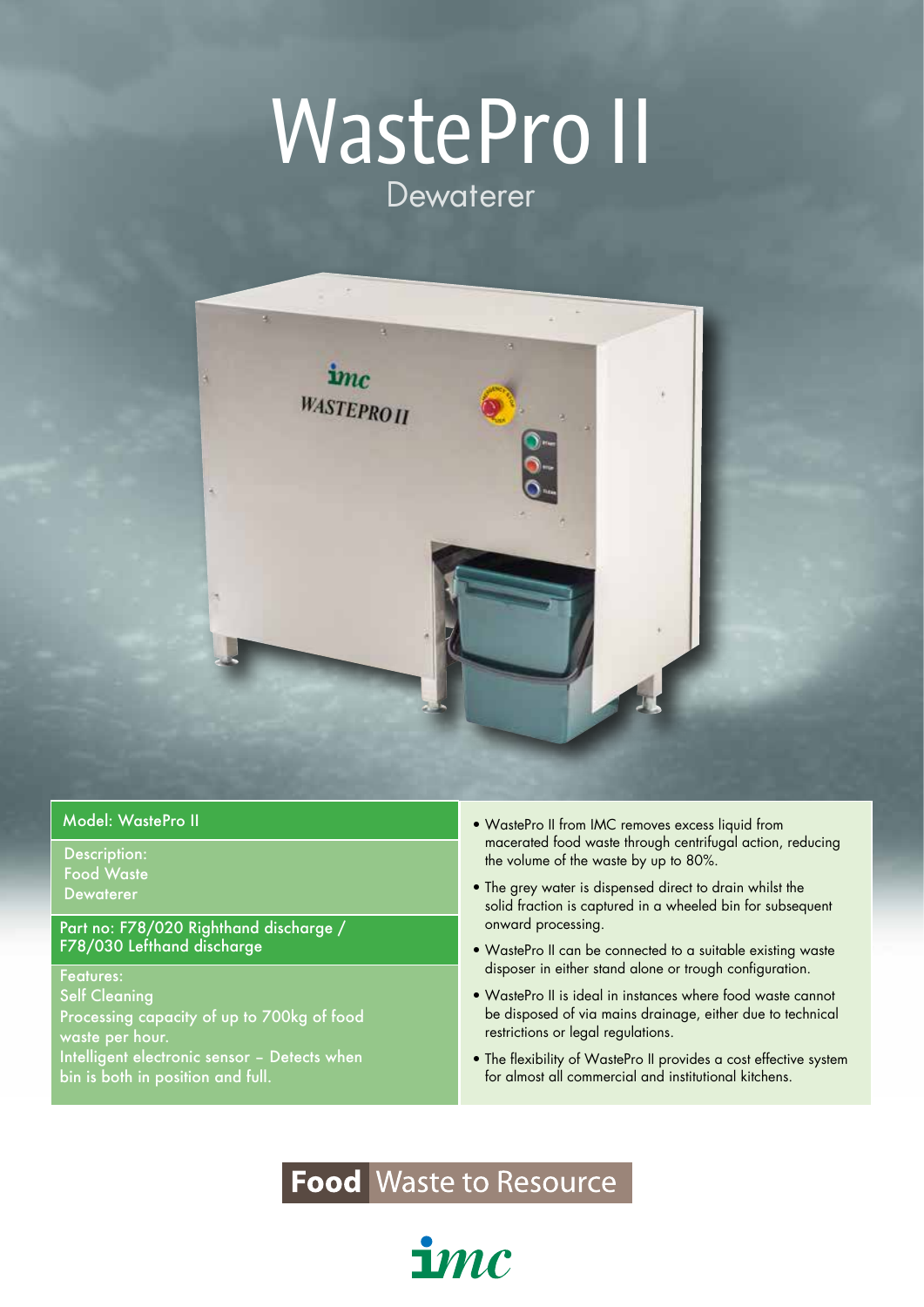# WastePro II

## Dewaterer

Model: WastePro II

Description:
Food Waste
Dewaterer

Part no: F78/020 Righthand discharge / F78/030 Lefthand discharge

Features:
Self Cleaning
Processing capacity of up to 700kg of food waste per hour.
Intelligent electronic sensor – Detects when bin is both in position and full.

- WastePro II from IMC removes excess liquid from macerated food waste through centrifugal action, reducing the volume of the waste by up to 80%.
- The grey water is dispensed direct to drain whilst the solid fraction is captured in a wheeled bin for subsequent onward processing.
- WastePro II can be connected to a suitable existing waste disposer in either stand alone or trough configuration.
- WastePro II is ideal in instances where food waste cannot be disposed of via mains drainage, either due to technical restrictions or legal regulations.
- The flexibility of WastePro II provides a cost effective system for almost all commercial and institutional kitchens.

**Food** Waste to Resource

imc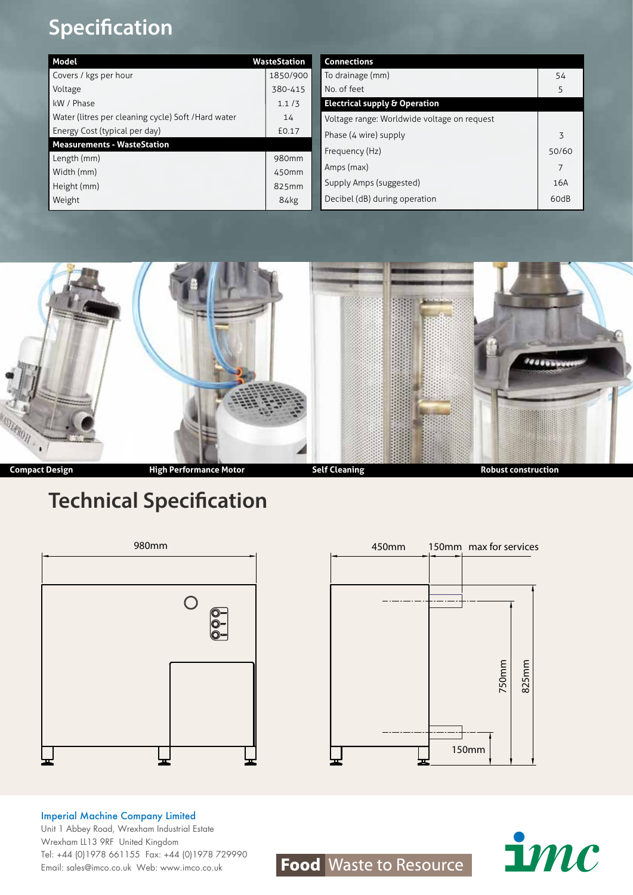# Specification

| Model | WasteStation |
|---|---|
| Covers / kgs per hour | 1850/900 |
| Voltage | 380-415 |
| kW / Phase | 1.1 /3 |
| Water (litres per cleaning cycle) Soft /Hard water | 14 |
| Energy Cost (typical per day) | £0.17 |
| **Measurements - WasteStation** | |
| Length (mm) | 980mm |
| Width (mm) | 450mm |
| Height (mm) | 825mm |
| Weight | 84kg |

| Connections | |
|---|---|
| To drainage (mm) | 54 |
| No. of feet | 5 |
| **Electrical supply & Operation** | |
| Voltage range: Worldwide voltage on request | |
| Phase (4 wire) supply | 3 |
| Frequency (Hz) | 50/60 |
| Amps (max) | 7 |
| Supply Amps (suggested) | 16A |
| Decibel (dB) during operation | 60dB |

Compact Design

High Performance Motor

Self Cleaning

Robust construction

## Technical Specification

980mm

450mm

150mm max for services

750mm

825mm

150mm

**Imperial Machine Company Limited**
Unit 1 Abbey Road, Wrexham Industrial Estate
Wrexham LL13 9RF United Kingdom
Tel: +44 (0)1978 661155 Fax: +44 (0)1978 729990
Email: sales@imco.co.uk Web: www.imco.co.uk

**Food** Waste to Resource

imc